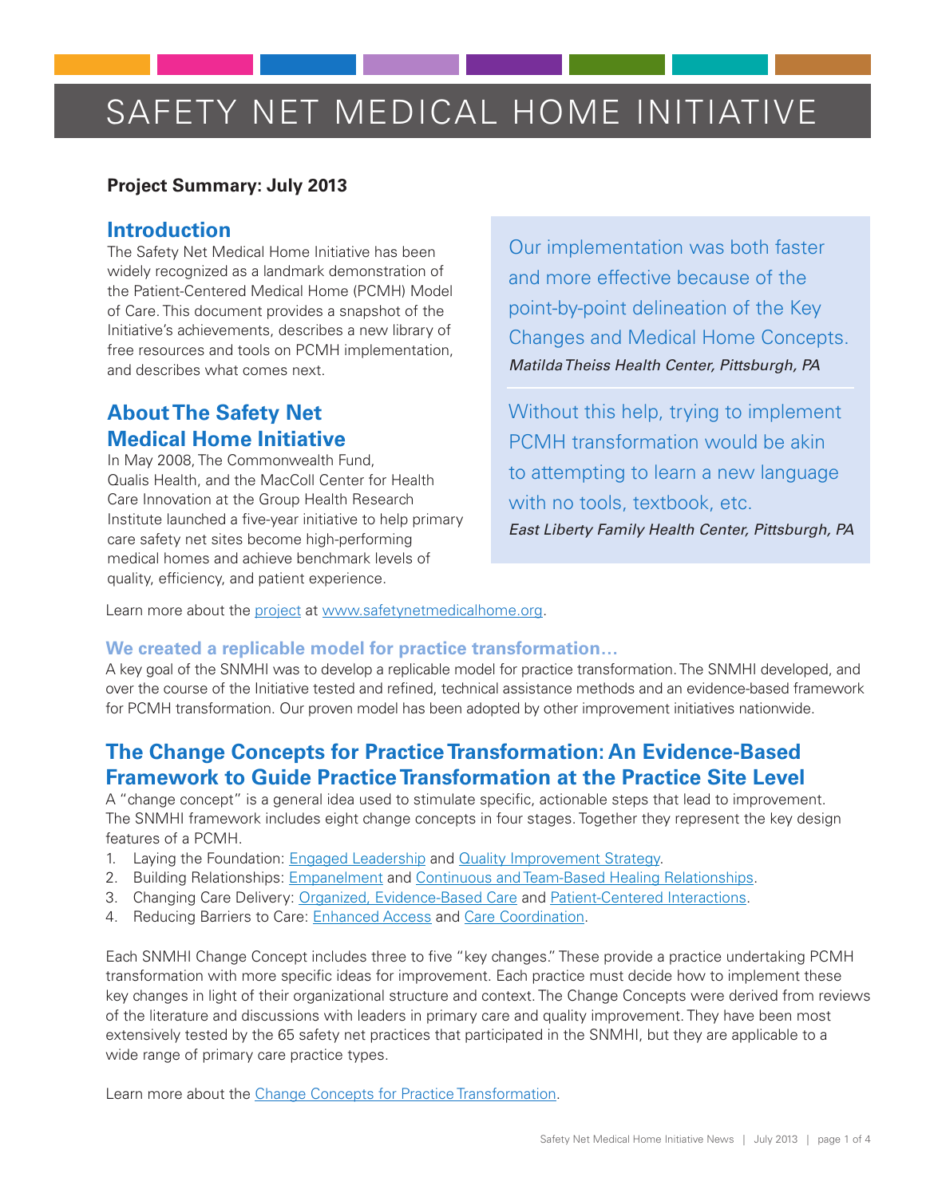# SAFETY NET MEDICAL HOME INITIATIVE

**Project Summary: July 2013**

## Introduction

The Safety Net Medical Home Initiative has been widely recognized as a landmark demonstration of the Patient-Centered Medical Home (PCMH) Model of Care. This document provides a snapshot of the Initiative's achievements, describes a new library of free resources and tools on PCMH implementation, and describes what comes next.

## About The Safety Net Medical Home Initiative

In May 2008, The Commonwealth Fund, Qualis Health, and the MacColl Center for Health Care Innovation at the Group Health Research Institute launched a five-year initiative to help primary care safety net sites become high-performing medical homes and achieve benchmark levels of quality, efficiency, and patient experience.

> Our implementation was both faster and more effective because of the point-by-point delineation of the Key Changes and Medical Home Concepts.
> *Matilda Theiss Health Center, Pittsburgh, PA*

> Without this help, trying to implement PCMH transformation would be akin to attempting to learn a new language with no tools, textbook, etc.
> *East Liberty Family Health Center, Pittsburgh, PA*

Learn more about the project at www.safetynetmedicalhome.org.

### We created a replicable model for practice transformation…

A key goal of the SNMHI was to develop a replicable model for practice transformation. The SNMHI developed, and over the course of the Initiative tested and refined, technical assistance methods and an evidence-based framework for PCMH transformation. Our proven model has been adopted by other improvement initiatives nationwide.

## The Change Concepts for Practice Transformation: An Evidence-Based Framework to Guide Practice Transformation at the Practice Site Level

A "change concept" is a general idea used to stimulate specific, actionable steps that lead to improvement. The SNMHI framework includes eight change concepts in four stages. Together they represent the key design features of a PCMH.

1. Laying the Foundation: Engaged Leadership and Quality Improvement Strategy.
2. Building Relationships: Empanelment and Continuous and Team-Based Healing Relationships.
3. Changing Care Delivery: Organized, Evidence-Based Care and Patient-Centered Interactions.
4. Reducing Barriers to Care: Enhanced Access and Care Coordination.

Each SNMHI Change Concept includes three to five "key changes." These provide a practice undertaking PCMH transformation with more specific ideas for improvement. Each practice must decide how to implement these key changes in light of their organizational structure and context. The Change Concepts were derived from reviews of the literature and discussions with leaders in primary care and quality improvement. They have been most extensively tested by the 65 safety net practices that participated in the SNMHI, but they are applicable to a wide range of primary care practice types.

Learn more about the Change Concepts for Practice Transformation.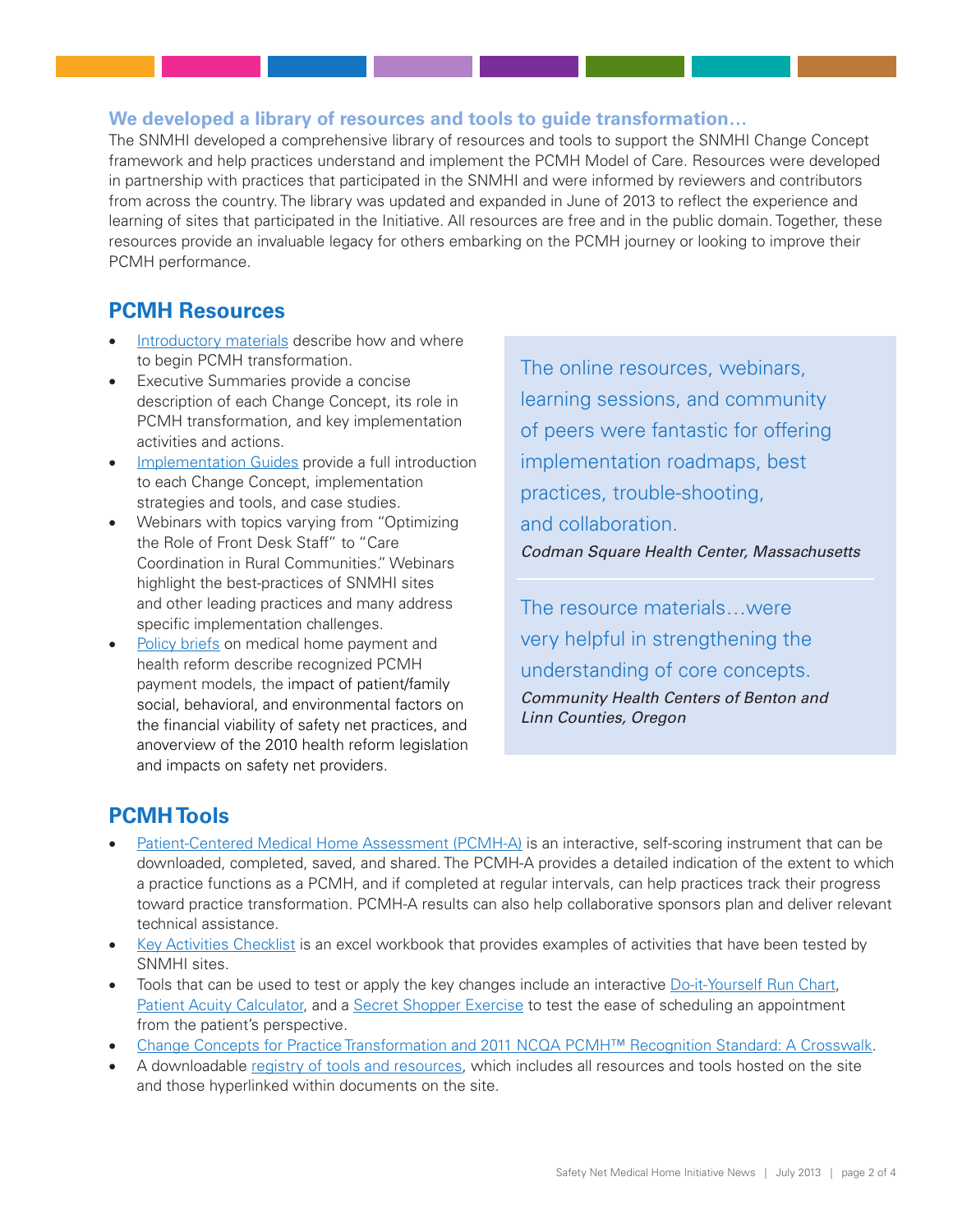### We developed a library of resources and tools to guide transformation…

The SNMHI developed a comprehensive library of resources and tools to support the SNMHI Change Concept framework and help practices understand and implement the PCMH Model of Care. Resources were developed in partnership with practices that participated in the SNMHI and were informed by reviewers and contributors from across the country. The library was updated and expanded in June of 2013 to reflect the experience and learning of sites that participated in the Initiative. All resources are free and in the public domain. Together, these resources provide an invaluable legacy for others embarking on the PCMH journey or looking to improve their PCMH performance.

## PCMH Resources

- Introductory materials describe how and where to begin PCMH transformation.
- Executive Summaries provide a concise description of each Change Concept, its role in PCMH transformation, and key implementation activities and actions.
- Implementation Guides provide a full introduction to each Change Concept, implementation strategies and tools, and case studies.
- Webinars with topics varying from "Optimizing the Role of Front Desk Staff" to "Care Coordination in Rural Communities." Webinars highlight the best-practices of SNMHI sites and other leading practices and many address specific implementation challenges.
- Policy briefs on medical home payment and health reform describe recognized PCMH payment models, the impact of patient/family social, behavioral, and environmental factors on the financial viability of safety net practices, and anoverview of the 2010 health reform legislation and impacts on safety net providers.

> The online resources, webinars, learning sessions, and community of peers were fantastic for offering implementation roadmaps, best practices, trouble-shooting, and collaboration.
>
> *Codman Square Health Center, Massachusetts*

> The resource materials…were very helpful in strengthening the understanding of core concepts.
>
> *Community Health Centers of Benton and Linn Counties, Oregon*

## PCMH Tools

- Patient-Centered Medical Home Assessment (PCMH-A) is an interactive, self-scoring instrument that can be downloaded, completed, saved, and shared. The PCMH-A provides a detailed indication of the extent to which a practice functions as a PCMH, and if completed at regular intervals, can help practices track their progress toward practice transformation. PCMH-A results can also help collaborative sponsors plan and deliver relevant technical assistance.
- Key Activities Checklist is an excel workbook that provides examples of activities that have been tested by SNMHI sites.
- Tools that can be used to test or apply the key changes include an interactive Do-it-Yourself Run Chart, Patient Acuity Calculator, and a Secret Shopper Exercise to test the ease of scheduling an appointment from the patient's perspective.
- Change Concepts for Practice Transformation and 2011 NCQA PCMH™ Recognition Standard: A Crosswalk.
- A downloadable registry of tools and resources, which includes all resources and tools hosted on the site and those hyperlinked within documents on the site.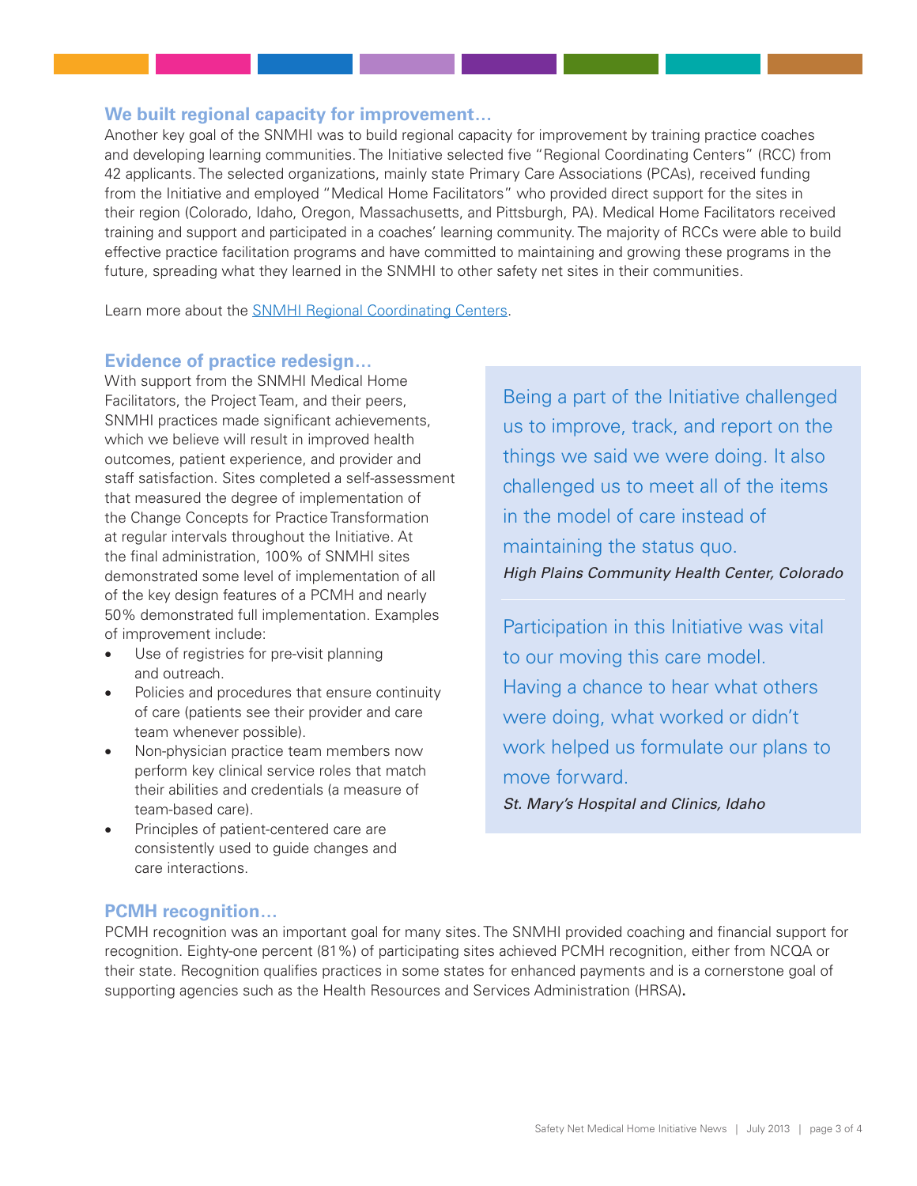### We built regional capacity for improvement…

Another key goal of the SNMHI was to build regional capacity for improvement by training practice coaches and developing learning communities. The Initiative selected five "Regional Coordinating Centers" (RCC) from 42 applicants. The selected organizations, mainly state Primary Care Associations (PCAs), received funding from the Initiative and employed "Medical Home Facilitators" who provided direct support for the sites in their region (Colorado, Idaho, Oregon, Massachusetts, and Pittsburgh, PA). Medical Home Facilitators received training and support and participated in a coaches' learning community. The majority of RCCs were able to build effective practice facilitation programs and have committed to maintaining and growing these programs in the future, spreading what they learned in the SNMHI to other safety net sites in their communities.

Learn more about the SNMHI Regional Coordinating Centers.

### Evidence of practice redesign…

With support from the SNMHI Medical Home Facilitators, the Project Team, and their peers, SNMHI practices made significant achievements, which we believe will result in improved health outcomes, patient experience, and provider and staff satisfaction. Sites completed a self-assessment that measured the degree of implementation of the Change Concepts for Practice Transformation at regular intervals throughout the Initiative. At the final administration, 100% of SNMHI sites demonstrated some level of implementation of all of the key design features of a PCMH and nearly 50% demonstrated full implementation. Examples of improvement include:

- Use of registries for pre-visit planning and outreach.
- Policies and procedures that ensure continuity of care (patients see their provider and care team whenever possible).
- Non-physician practice team members now perform key clinical service roles that match their abilities and credentials (a measure of team-based care).
- Principles of patient-centered care are consistently used to guide changes and care interactions.

> Being a part of the Initiative challenged us to improve, track, and report on the things we said we were doing. It also challenged us to meet all of the items in the model of care instead of maintaining the status quo.
>
> *High Plains Community Health Center, Colorado*

> Participation in this Initiative was vital to our moving this care model. Having a chance to hear what others were doing, what worked or didn't work helped us formulate our plans to move forward.
>
> *St. Mary's Hospital and Clinics, Idaho*

### PCMH recognition…

PCMH recognition was an important goal for many sites. The SNMHI provided coaching and financial support for recognition. Eighty-one percent (81%) of participating sites achieved PCMH recognition, either from NCQA or their state. Recognition qualifies practices in some states for enhanced payments and is a cornerstone goal of supporting agencies such as the Health Resources and Services Administration (HRSA).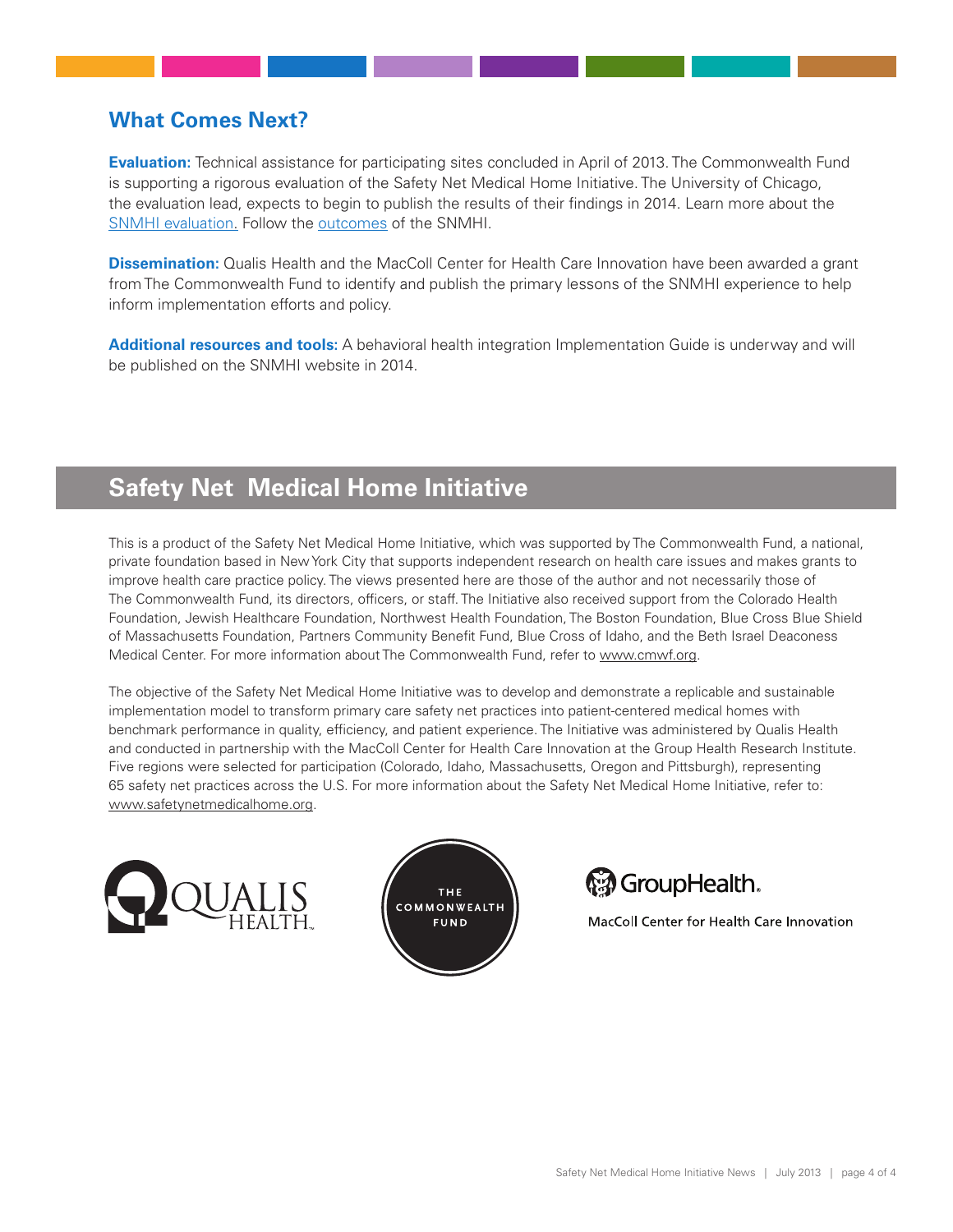## What Comes Next?

**Evaluation:** Technical assistance for participating sites concluded in April of 2013. The Commonwealth Fund is supporting a rigorous evaluation of the Safety Net Medical Home Initiative. The University of Chicago, the evaluation lead, expects to begin to publish the results of their findings in 2014. Learn more about the SNMHI evaluation. Follow the outcomes of the SNMHI.

**Dissemination:** Qualis Health and the MacColl Center for Health Care Innovation have been awarded a grant from The Commonwealth Fund to identify and publish the primary lessons of the SNMHI experience to help inform implementation efforts and policy.

**Additional resources and tools:** A behavioral health integration Implementation Guide is underway and will be published on the SNMHI website in 2014.

## Safety Net Medical Home Initiative

This is a product of the Safety Net Medical Home Initiative, which was supported by The Commonwealth Fund, a national, private foundation based in New York City that supports independent research on health care issues and makes grants to improve health care practice policy. The views presented here are those of the author and not necessarily those of The Commonwealth Fund, its directors, officers, or staff. The Initiative also received support from the Colorado Health Foundation, Jewish Healthcare Foundation, Northwest Health Foundation, The Boston Foundation, Blue Cross Blue Shield of Massachusetts Foundation, Partners Community Benefit Fund, Blue Cross of Idaho, and the Beth Israel Deaconess Medical Center. For more information about The Commonwealth Fund, refer to www.cmwf.org.

The objective of the Safety Net Medical Home Initiative was to develop and demonstrate a replicable and sustainable implementation model to transform primary care safety net practices into patient-centered medical homes with benchmark performance in quality, efficiency, and patient experience. The Initiative was administered by Qualis Health and conducted in partnership with the MacColl Center for Health Care Innovation at the Group Health Research Institute. Five regions were selected for participation (Colorado, Idaho, Massachusetts, Oregon and Pittsburgh), representing 65 safety net practices across the U.S. For more information about the Safety Net Medical Home Initiative, refer to: www.safetynetmedicalhome.org.

QUALIS HEALTH

THE COMMONWEALTH FUND

GroupHealth.

MacColl Center for Health Care Innovation